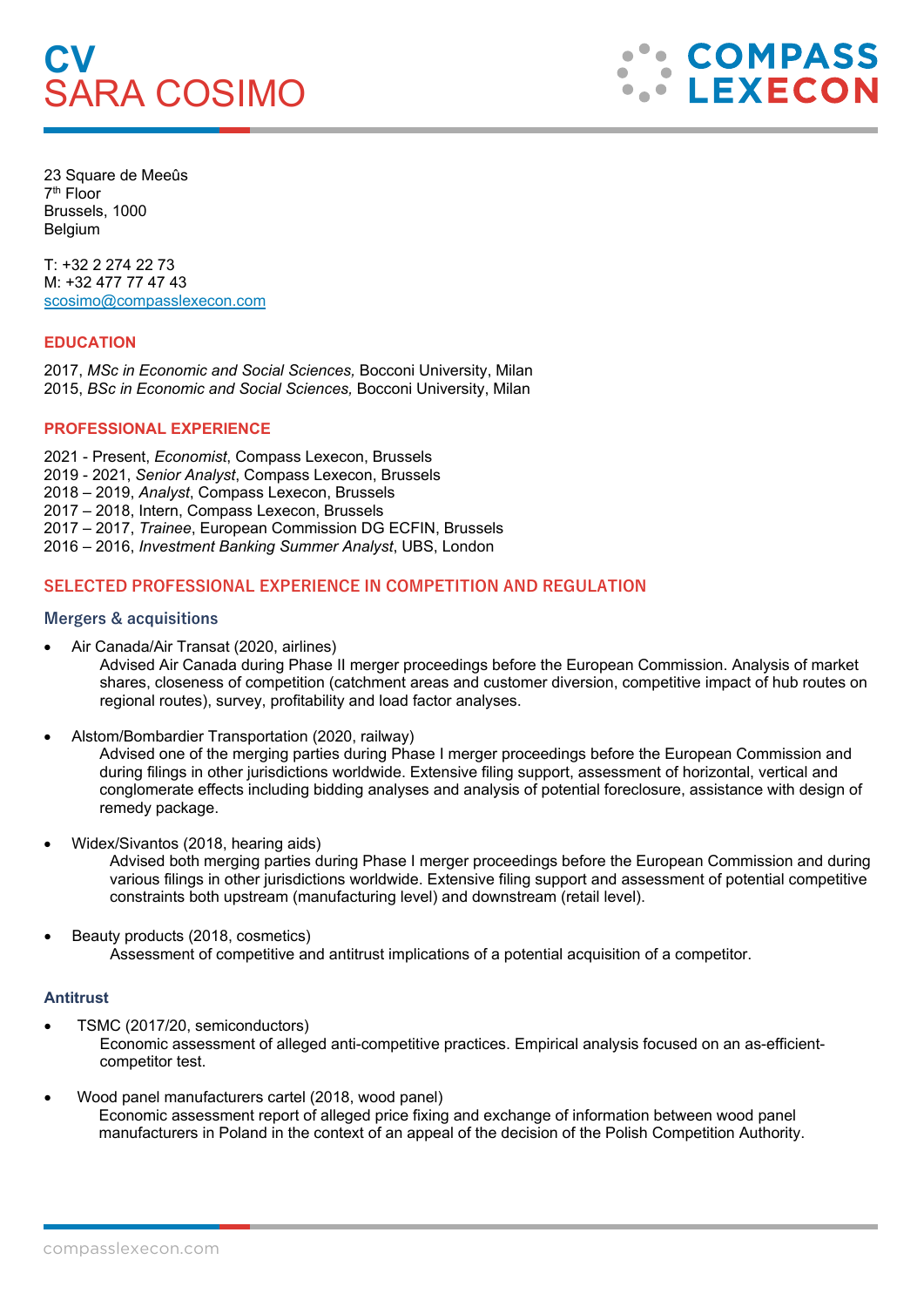# CV
# SARA COSIMO

COMPASS LEXECON

23 Square de Meeûs
7th Floor
Brussels, 1000
Belgium

T: +32 2 274 22 73
M: +32 477 77 47 43
scosimo@compasslexecon.com

## EDUCATION

2017, *MSc in Economic and Social Sciences,* Bocconi University, Milan
2015, *BSc in Economic and Social Sciences,* Bocconi University, Milan

## PROFESSIONAL EXPERIENCE

2021 - Present, *Economist*, Compass Lexecon, Brussels
2019 - 2021, *Senior Analyst*, Compass Lexecon, Brussels
2018 – 2019, *Analyst*, Compass Lexecon, Brussels
2017 – 2018, Intern, Compass Lexecon, Brussels
2017 – 2017, *Trainee*, European Commission DG ECFIN, Brussels
2016 – 2016, *Investment Banking Summer Analyst*, UBS, London

## SELECTED PROFESSIONAL EXPERIENCE IN COMPETITION AND REGULATION

### Mergers & acquisitions

- Air Canada/Air Transat (2020, airlines)
  Advised Air Canada during Phase II merger proceedings before the European Commission. Analysis of market shares, closeness of competition (catchment areas and customer diversion, competitive impact of hub routes on regional routes), survey, profitability and load factor analyses.

- Alstom/Bombardier Transportation (2020, railway)
  Advised one of the merging parties during Phase I merger proceedings before the European Commission and during filings in other jurisdictions worldwide. Extensive filing support, assessment of horizontal, vertical and conglomerate effects including bidding analyses and analysis of potential foreclosure, assistance with design of remedy package.

- Widex/Sivantos (2018, hearing aids)
  Advised both merging parties during Phase I merger proceedings before the European Commission and during various filings in other jurisdictions worldwide. Extensive filing support and assessment of potential competitive constraints both upstream (manufacturing level) and downstream (retail level).

- Beauty products (2018, cosmetics)
  Assessment of competitive and antitrust implications of a potential acquisition of a competitor.

### Antitrust

- TSMC (2017/20, semiconductors)
  Economic assessment of alleged anti-competitive practices. Empirical analysis focused on an as-efficient-competitor test.

- Wood panel manufacturers cartel (2018, wood panel)
  Economic assessment report of alleged price fixing and exchange of information between wood panel manufacturers in Poland in the context of an appeal of the decision of the Polish Competition Authority.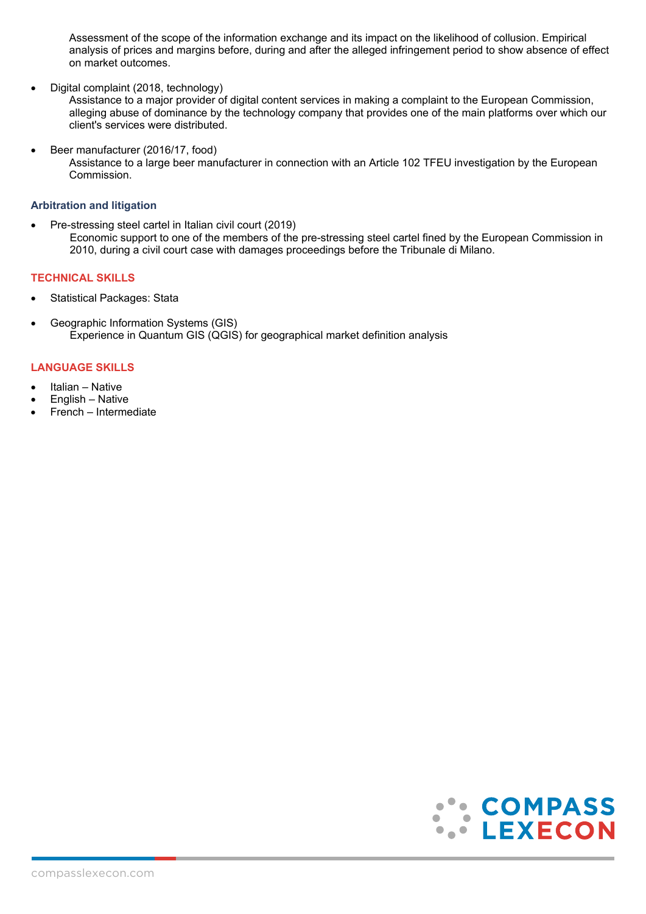Assessment of the scope of the information exchange and its impact on the likelihood of collusion. Empirical analysis of prices and margins before, during and after the alleged infringement period to show absence of effect on market outcomes.

- Digital complaint (2018, technology)
  Assistance to a major provider of digital content services in making a complaint to the European Commission, alleging abuse of dominance by the technology company that provides one of the main platforms over which our client's services were distributed.

- Beer manufacturer (2016/17, food)
  Assistance to a large beer manufacturer in connection with an Article 102 TFEU investigation by the European Commission.

### Arbitration and litigation

- Pre-stressing steel cartel in Italian civil court (2019)
  Economic support to one of the members of the pre-stressing steel cartel fined by the European Commission in 2010, during a civil court case with damages proceedings before the Tribunale di Milano.

## TECHNICAL SKILLS

- Statistical Packages: Stata

- Geographic Information Systems (GIS)
  Experience in Quantum GIS (QGIS) for geographical market definition analysis

## LANGUAGE SKILLS

- Italian – Native
- English – Native
- French – Intermediate